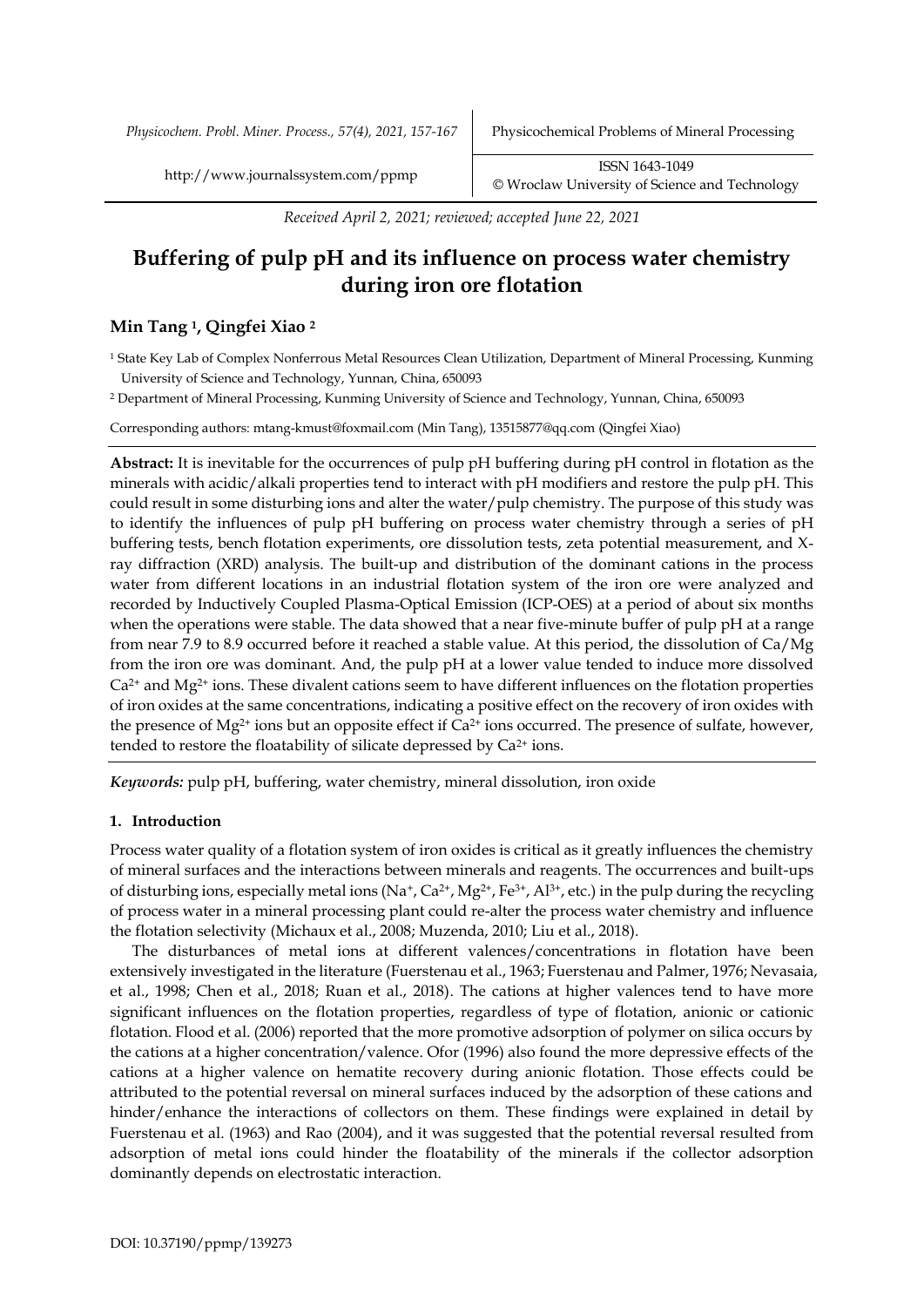Received April 2, 2021; reviewed; accepted June 22, 2021

# Buffering of pulp pH and its influence on process water chemistry during iron ore flotation

## Min Tang [1], Qingfei Xiao [2]

[1] State Key Lab of Complex Nonferrous Metal Resources Clean Utilization, Department of Mineral Processing, Kunming University of Science and Technology, Yunnan, China, 650093

[2] Department of Mineral Processing, Kunming University of Science and Technology, Yunnan, China, 650093

Corresponding authors: mtang-kmust@foxmail.com (Min Tang), 13515877@qq.com (Qingfei Xiao)

**Abstract:** It is inevitable for the occurrences of pulp pH buffering during pH control in flotation as the minerals with acidic/alkali properties tend to interact with pH modifiers and restore the pulp pH. This could result in some disturbing ions and alter the water/pulp chemistry. The purpose of this study was to identify the influences of pulp pH buffering on process water chemistry through a series of pH buffering tests, bench flotation experiments, ore dissolution tests, zeta potential measurement, and X-ray diffraction (XRD) analysis. The built-up and distribution of the dominant cations in the process water from different locations in an industrial flotation system of the iron ore were analyzed and recorded by Inductively Coupled Plasma-Optical Emission (ICP-OES) at a period of about six months when the operations were stable. The data showed that a near five-minute buffer of pulp pH at a range from near 7.9 to 8.9 occurred before it reached a stable value. At this period, the dissolution of Ca/Mg from the iron ore was dominant. And, the pulp pH at a lower value tended to induce more dissolved $Ca^{2+}$ and $Mg^{2+}$ ions. These divalent cations seem to have different influences on the flotation properties of iron oxides at the same concentrations, indicating a positive effect on the recovery of iron oxides with the presence of $Mg^{2+}$ ions but an opposite effect if $Ca^{2+}$ ions occurred. The presence of sulfate, however, tended to restore the floatability of silicate depressed by $Ca^{2+}$ ions.

*Keywords:* pulp pH, buffering, water chemistry, mineral dissolution, iron oxide

## 1. Introduction

Process water quality of a flotation system of iron oxides is critical as it greatly influences the chemistry of mineral surfaces and the interactions between minerals and reagents. The occurrences and built-ups of disturbing ions, especially metal ions ($Na^{+}$, $Ca^{2+}$, $Mg^{2+}$, $Fe^{3+}$, $Al^{3+}$, etc.) in the pulp during the recycling of process water in a mineral processing plant could re-alter the process water chemistry and influence the flotation selectivity (Michaux et al., 2008; Muzenda, 2010; Liu et al., 2018).

The disturbances of metal ions at different valences/concentrations in flotation have been extensively investigated in the literature (Fuerstenau et al., 1963; Fuerstenau and Palmer, 1976; Nevasaia, et al., 1998; Chen et al., 2018; Ruan et al., 2018). The cations at higher valences tend to have more significant influences on the flotation properties, regardless of type of flotation, anionic or cationic flotation. Flood et al. (2006) reported that the more promotive adsorption of polymer on silica occurs by the cations at a higher concentration/valence. Ofor (1996) also found the more depressive effects of the cations at a higher valence on hematite recovery during anionic flotation. Those effects could be attributed to the potential reversal on mineral surfaces induced by the adsorption of these cations and hinder/enhance the interactions of collectors on them. These findings were explained in detail by Fuerstenau et al. (1963) and Rao (2004), and it was suggested that the potential reversal resulted from adsorption of metal ions could hinder the floatability of the minerals if the collector adsorption dominantly depends on electrostatic interaction.

DOI: 10.37190/ppmp/139273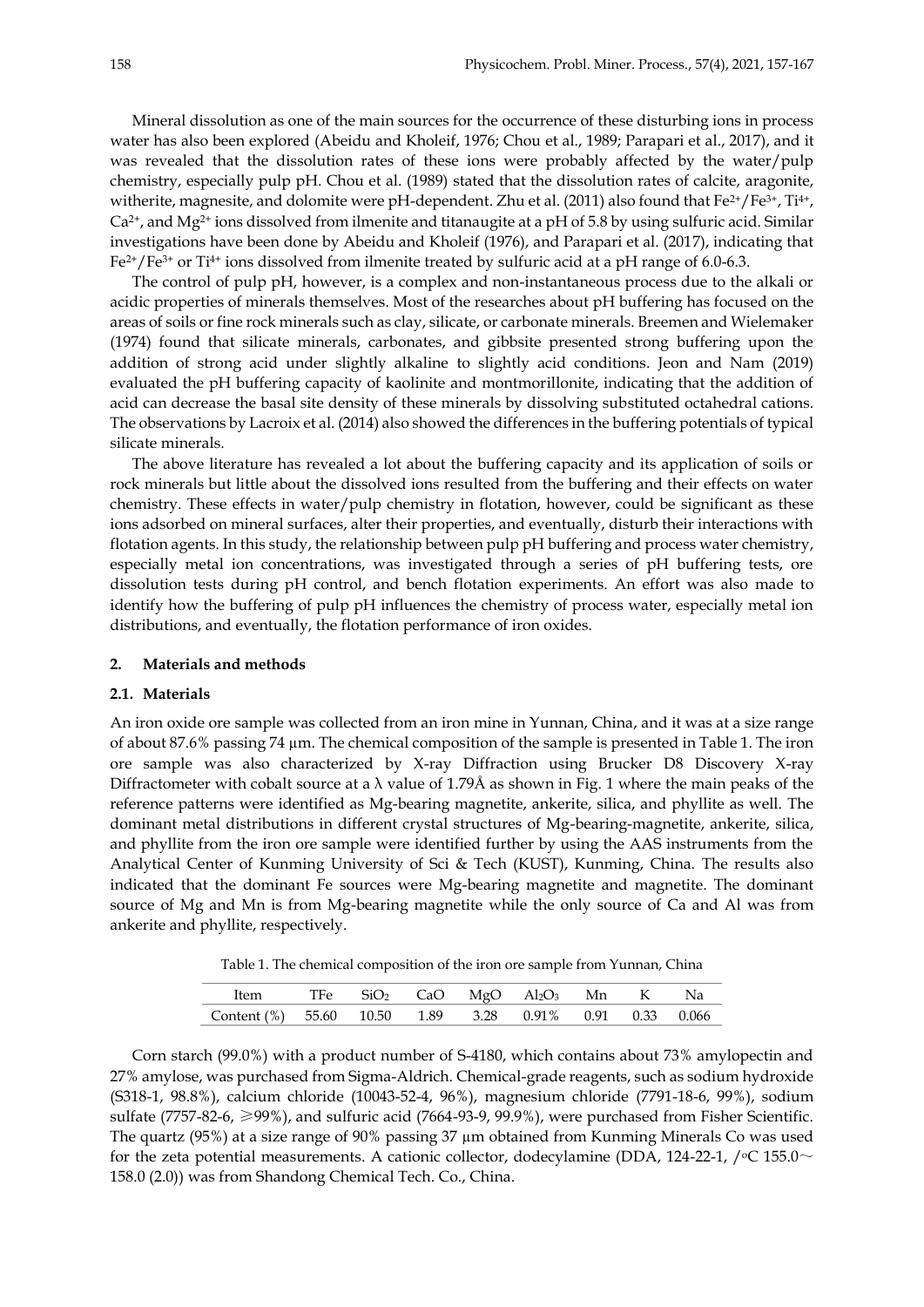Mineral dissolution as one of the main sources for the occurrence of these disturbing ions in process water has also been explored (Abeidu and Kholeif, 1976; Chou et al., 1989; Parapari et al., 2017), and it was revealed that the dissolution rates of these ions were probably affected by the water/pulp chemistry, especially pulp pH. Chou et al. (1989) stated that the dissolution rates of calcite, aragonite, witherite, magnesite, and dolomite were pH-dependent. Zhu et al. (2011) also found that $Fe^{2+}/Fe^{3+}$, $Ti^{4+}$, $Ca^{2+}$, and $Mg^{2+}$ ions dissolved from ilmenite and titanaugite at a pH of 5.8 by using sulfuric acid. Similar investigations have been done by Abeidu and Kholeif (1976), and Parapari et al. (2017), indicating that $Fe^{2+}/Fe^{3+}$ or $Ti^{4+}$ ions dissolved from ilmenite treated by sulfuric acid at a pH range of 6.0-6.3.

The control of pulp pH, however, is a complex and non-instantaneous process due to the alkali or acidic properties of minerals themselves. Most of the researches about pH buffering has focused on the areas of soils or fine rock minerals such as clay, silicate, or carbonate minerals. Breemen and Wielemaker (1974) found that silicate minerals, carbonates, and gibbsite presented strong buffering upon the addition of strong acid under slightly alkaline to slightly acid conditions. Jeon and Nam (2019) evaluated the pH buffering capacity of kaolinite and montmorillonite, indicating that the addition of acid can decrease the basal site density of these minerals by dissolving substituted octahedral cations. The observations by Lacroix et al. (2014) also showed the differences in the buffering potentials of typical silicate minerals.

The above literature has revealed a lot about the buffering capacity and its application of soils or rock minerals but little about the dissolved ions resulted from the buffering and their effects on water chemistry. These effects in water/pulp chemistry in flotation, however, could be significant as these ions adsorbed on mineral surfaces, alter their properties, and eventually, disturb their interactions with flotation agents. In this study, the relationship between pulp pH buffering and process water chemistry, especially metal ion concentrations, was investigated through a series of pH buffering tests, ore dissolution tests during pH control, and bench flotation experiments. An effort was also made to identify how the buffering of pulp pH influences the chemistry of process water, especially metal ion distributions, and eventually, the flotation performance of iron oxides.

## 2. Materials and methods

### 2.1. Materials

An iron oxide ore sample was collected from an iron mine in Yunnan, China, and it was at a size range of about 87.6% passing 74 µm. The chemical composition of the sample is presented in Table 1. The iron ore sample was also characterized by X-ray Diffraction using Brucker D8 Discovery X-ray Diffractometer with cobalt source at a $\lambda$ value of 1.79Å as shown in Fig. 1 where the main peaks of the reference patterns were identified as Mg-bearing magnetite, ankerite, silica, and phyllite as well. The dominant metal distributions in different crystal structures of Mg-bearing-magnetite, ankerite, silica, and phyllite from the iron ore sample were identified further by using the AAS instruments from the Analytical Center of Kunming University of Sci & Tech (KUST), Kunming, China. The results also indicated that the dominant Fe sources were Mg-bearing magnetite and magnetite. The dominant source of Mg and Mn is from Mg-bearing magnetite while the only source of Ca and Al was from ankerite and phyllite, respectively.

Table 1. The chemical composition of the iron ore sample from Yunnan, China

| Item | TFe | $SiO_2$ | CaO | MgO | $Al_2O_3$ | Mn | K | Na |
|---|---|---|---|---|---|---|---|---|
| Content (%) | 55.60 | 10.50 | 1.89 | 3.28 | 0.91% | 0.91 | 0.33 | 0.066 |

Corn starch (99.0%) with a product number of S-4180, which contains about 73% amylopectin and 27% amylose, was purchased from Sigma-Aldrich. Chemical-grade reagents, such as sodium hydroxide (S318-1, 98.8%), calcium chloride (10043-52-4, 96%), magnesium chloride (7791-18-6, 99%), sodium sulfate (7757-82-6, ≥99%), and sulfuric acid (7664-93-9, 99.9%), were purchased from Fisher Scientific. The quartz (95%) at a size range of 90% passing 37 µm obtained from Kunming Minerals Co was used for the zeta potential measurements. A cationic collector, dodecylamine (DDA, 124-22-1, /°C 155.0～158.0 (2.0)) was from Shandong Chemical Tech. Co., China.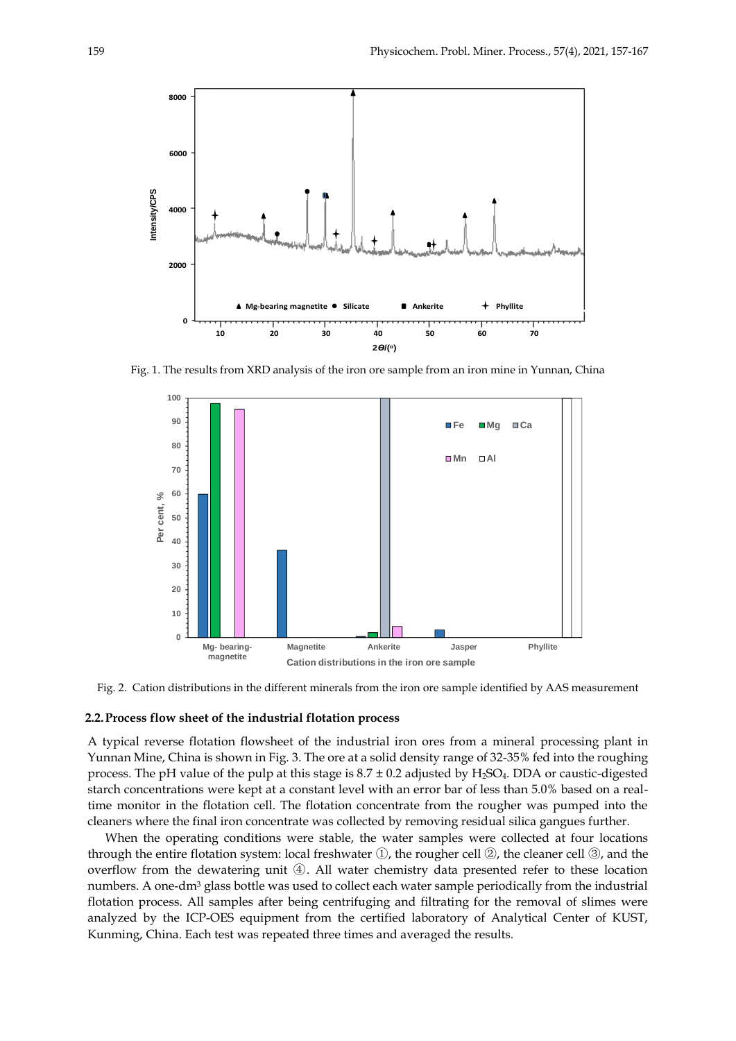Fig. 1. The results from XRD analysis of the iron ore sample from an iron mine in Yunnan, China

Fig. 2. Cation distributions in the different minerals from the iron ore sample identified by AAS measurement

## 2.2. Process flow sheet of the industrial flotation process

A typical reverse flotation flowsheet of the industrial iron ores from a mineral processing plant in Yunnan Mine, China is shown in Fig. 3. The ore at a solid density range of 32-35% fed into the roughing process. The pH value of the pulp at this stage is $8.7 \pm 0.2$ adjusted by $H_2SO_4$. DDA or caustic-digested starch concentrations were kept at a constant level with an error bar of less than 5.0% based on a real-time monitor in the flotation cell. The flotation concentrate from the rougher was pumped into the cleaners where the final iron concentrate was collected by removing residual silica gangues further.

When the operating conditions were stable, the water samples were collected at four locations through the entire flotation system: local freshwater ①, the rougher cell ②, the cleaner cell ③, and the overflow from the dewatering unit ④. All water chemistry data presented refer to these location numbers. A one-$dm^3$ glass bottle was used to collect each water sample periodically from the industrial flotation process. All samples after being centrifuging and filtrating for the removal of slimes were analyzed by the ICP-OES equipment from the certified laboratory of Analytical Center of KUST, Kunming, China. Each test was repeated three times and averaged the results.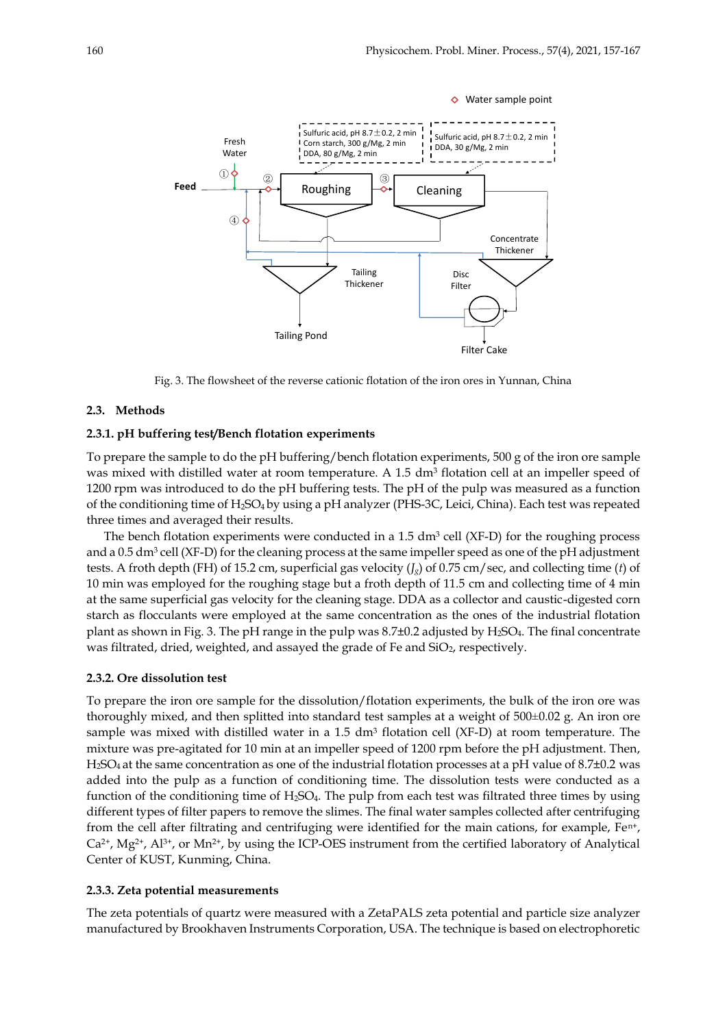Fig. 3. The flowsheet of the reverse cationic flotation of the iron ores in Yunnan, China

## 2.3. Methods

### 2.3.1. pH buffering test/Bench flotation experiments

To prepare the sample to do the pH buffering/bench flotation experiments, 500 g of the iron ore sample was mixed with distilled water at room temperature. A 1.5 $dm^3$ flotation cell at an impeller speed of 1200 rpm was introduced to do the pH buffering tests. The pH of the pulp was measured as a function of the conditioning time of $H_2SO_4$ by using a pH analyzer (PHS-3C, Leici, China). Each test was repeated three times and averaged their results.

The bench flotation experiments were conducted in a 1.5 $dm^3$ cell (XF-D) for the roughing process and a 0.5 $dm^3$ cell (XF-D) for the cleaning process at the same impeller speed as one of the pH adjustment tests. A froth depth (FH) of 15.2 cm, superficial gas velocity ($J_g$) of 0.75 cm/sec, and collecting time ($t$) of 10 min was employed for the roughing stage but a froth depth of 11.5 cm and collecting time of 4 min at the same superficial gas velocity for the cleaning stage. DDA as a collector and caustic-digested corn starch as flocculants were employed at the same concentration as the ones of the industrial flotation plant as shown in Fig. 3. The pH range in the pulp was 8.7±0.2 adjusted by $H_2SO_4$. The final concentrate was filtrated, dried, weighted, and assayed the grade of Fe and $SiO_2$, respectively.

### 2.3.2. Ore dissolution test

To prepare the iron ore sample for the dissolution/flotation experiments, the bulk of the iron ore was thoroughly mixed, and then splitted into standard test samples at a weight of 500±0.02 g. An iron ore sample was mixed with distilled water in a 1.5 $dm^3$ flotation cell (XF-D) at room temperature. The mixture was pre-agitated for 10 min at an impeller speed of 1200 rpm before the pH adjustment. Then, $H_2SO_4$ at the same concentration as one of the industrial flotation processes at a pH value of 8.7±0.2 was added into the pulp as a function of conditioning time. The dissolution tests were conducted as a function of the conditioning time of $H_2SO_4$. The pulp from each test was filtrated three times by using different types of filter papers to remove the slimes. The final water samples collected after centrifuging from the cell after filtrating and centrifuging were identified for the main cations, for example, $Fe^{n+}$, $Ca^{2+}$, $Mg^{2+}$, $Al^{3+}$, or $Mn^{2+}$, by using the ICP-OES instrument from the certified laboratory of Analytical Center of KUST, Kunming, China.

### 2.3.3. Zeta potential measurements

The zeta potentials of quartz were measured with a ZetaPALS zeta potential and particle size analyzer manufactured by Brookhaven Instruments Corporation, USA. The technique is based on electrophoretic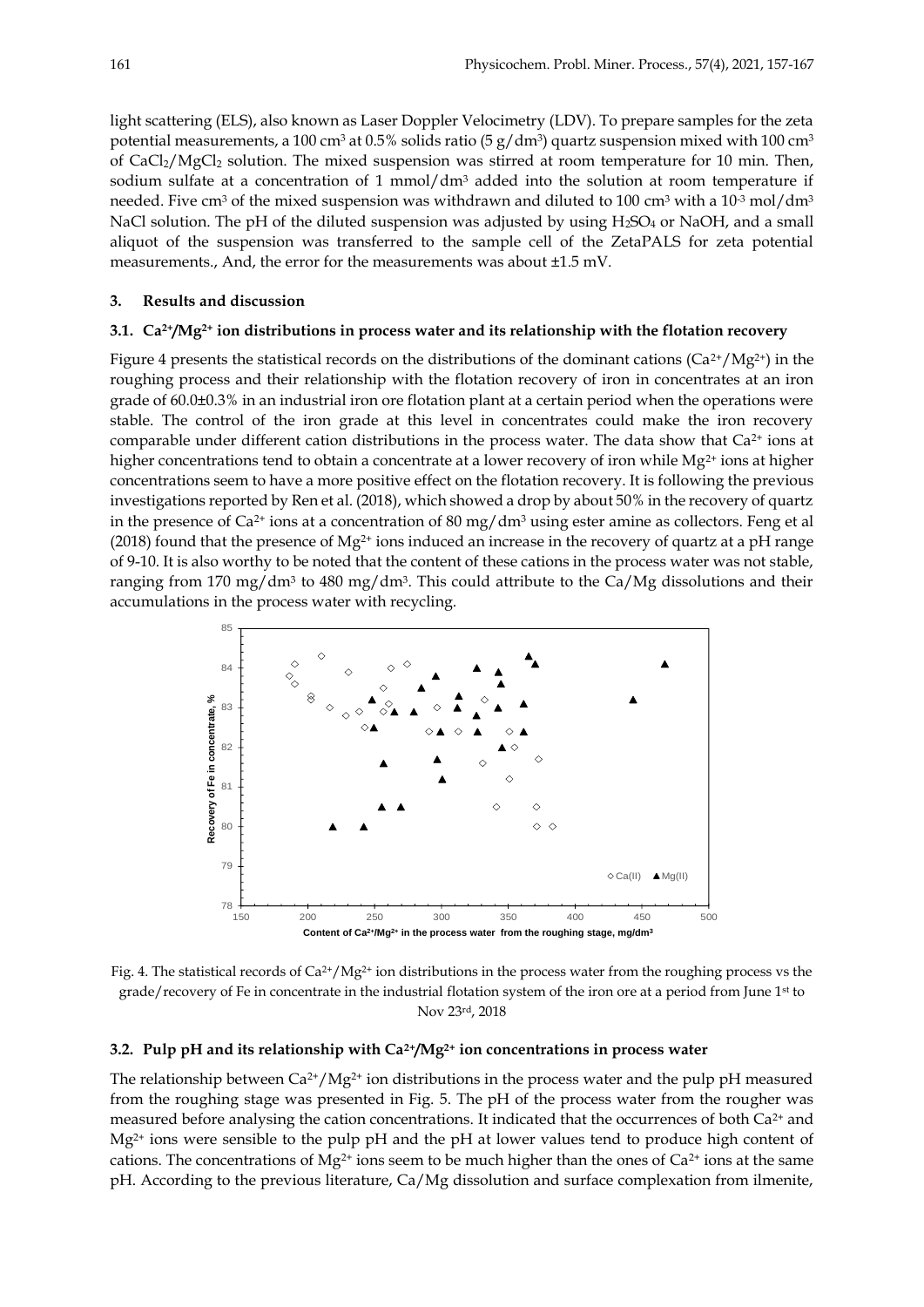light scattering (ELS), also known as Laser Doppler Velocimetry (LDV). To prepare samples for the zeta potential measurements, a 100 $cm^3$ at 0.5% solids ratio (5 $g/dm^3$) quartz suspension mixed with 100 $cm^3$ of $CaCl_2/MgCl_2$ solution. The mixed suspension was stirred at room temperature for 10 min. Then, sodium sulfate at a concentration of 1 $mmol/dm^3$ added into the solution at room temperature if needed. Five $cm^3$ of the mixed suspension was withdrawn and diluted to 100 $cm^3$ with a $10^{-3}$ $mol/dm^3$ NaCl solution. The pH of the diluted suspension was adjusted by using $H_2SO_4$ or NaOH, and a small aliquot of the suspension was transferred to the sample cell of the ZetaPALS for zeta potential measurements., And, the error for the measurements was about ±1.5 mV.

## 3. Results and discussion

### 3.1. $Ca^{2+}/Mg^{2+}$ ion distributions in process water and its relationship with the flotation recovery

Figure 4 presents the statistical records on the distributions of the dominant cations ($Ca^{2+}/Mg^{2+}$) in the roughing process and their relationship with the flotation recovery of iron in concentrates at an iron grade of 60.0±0.3% in an industrial iron ore flotation plant at a certain period when the operations were stable. The control of the iron grade at this level in concentrates could make the iron recovery comparable under different cation distributions in the process water. The data show that $Ca^{2+}$ ions at higher concentrations tend to obtain a concentrate at a lower recovery of iron while $Mg^{2+}$ ions at higher concentrations seem to have a more positive effect on the flotation recovery. It is following the previous investigations reported by Ren et al. (2018), which showed a drop by about 50% in the recovery of quartz in the presence of $Ca^{2+}$ ions at a concentration of 80 $mg/dm^3$ using ester amine as collectors. Feng et al (2018) found that the presence of $Mg^{2+}$ ions induced an increase in the recovery of quartz at a pH range of 9-10. It is also worthy to be noted that the content of these cations in the process water was not stable, ranging from 170 $mg/dm^3$ to 480 $mg/dm^3$. This could attribute to the Ca/Mg dissolutions and their accumulations in the process water with recycling.

Fig. 4. The statistical records of $Ca^{2+}/Mg^{2+}$ ion distributions in the process water from the roughing process vs the grade/recovery of Fe in concentrate in the industrial flotation system of the iron ore at a period from June 1st to Nov 23rd, 2018

### 3.2. Pulp pH and its relationship with $Ca^{2+}/Mg^{2+}$ ion concentrations in process water

The relationship between $Ca^{2+}/Mg^{2+}$ ion distributions in the process water and the pulp pH measured from the roughing stage was presented in Fig. 5. The pH of the process water from the rougher was measured before analysing the cation concentrations. It indicated that the occurrences of both $Ca^{2+}$ and $Mg^{2+}$ ions were sensible to the pulp pH and the pH at lower values tend to produce high content of cations. The concentrations of $Mg^{2+}$ ions seem to be much higher than the ones of $Ca^{2+}$ ions at the same pH. According to the previous literature, Ca/Mg dissolution and surface complexation from ilmenite,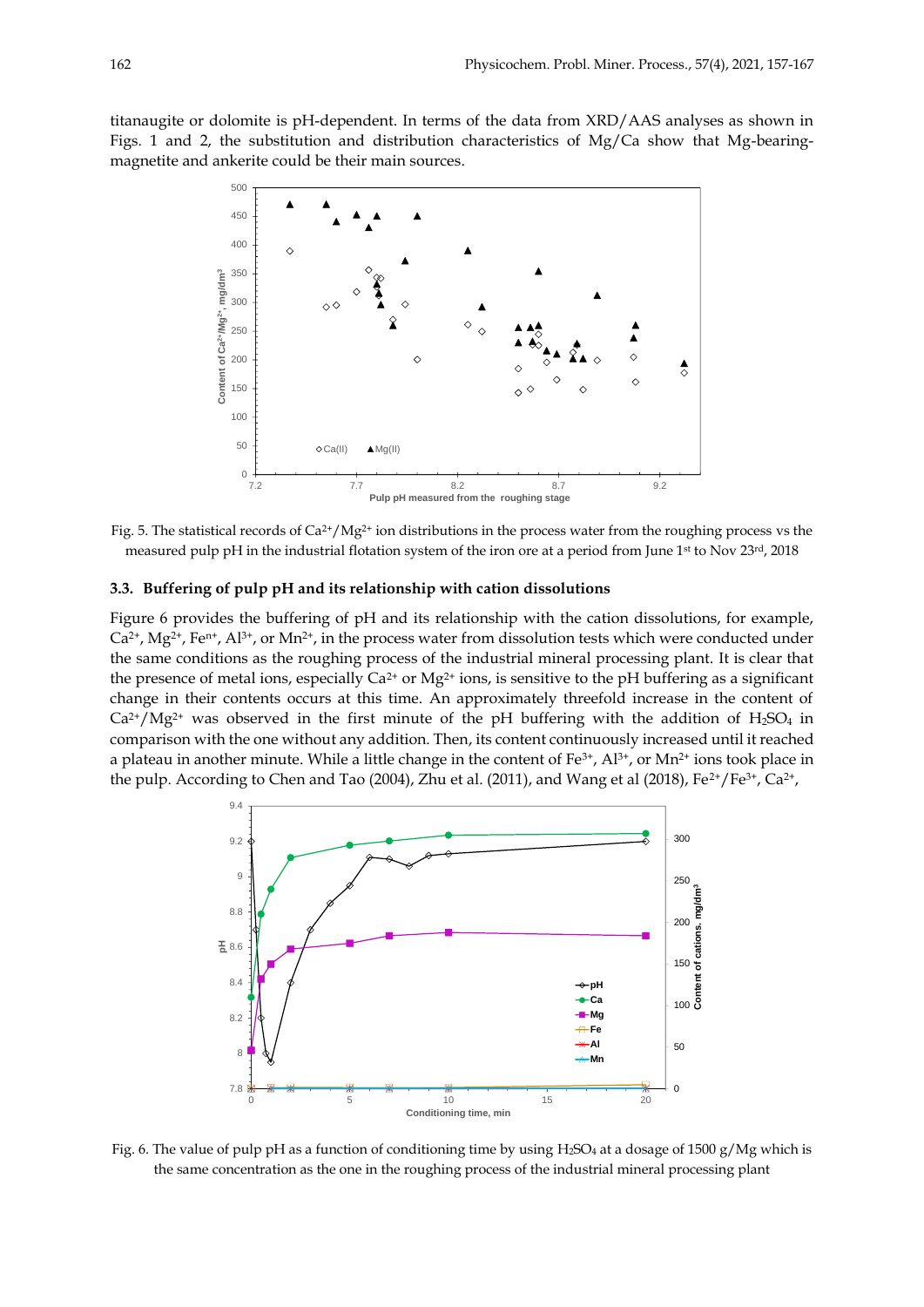titanaugite or dolomite is pH-dependent. In terms of the data from XRD/AAS analyses as shown in Figs. 1 and 2, the substitution and distribution characteristics of Mg/Ca show that Mg-bearing-magnetite and ankerite could be their main sources.

Fig. 5. The statistical records of $Ca^{2+}/Mg^{2+}$ ion distributions in the process water from the roughing process vs the measured pulp pH in the industrial flotation system of the iron ore at a period from June 1st to Nov 23rd, 2018

### 3.3. Buffering of pulp pH and its relationship with cation dissolutions

Figure 6 provides the buffering of pH and its relationship with the cation dissolutions, for example, $Ca^{2+}$, $Mg^{2+}$, $Fe^{n+}$, $Al^{3+}$, or $Mn^{2+}$, in the process water from dissolution tests which were conducted under the same conditions as the roughing process of the industrial mineral processing plant. It is clear that the presence of metal ions, especially $Ca^{2+}$ or $Mg^{2+}$ ions, is sensitive to the pH buffering as a significant change in their contents occurs at this time. An approximately threefold increase in the content of $Ca^{2+}/Mg^{2+}$ was observed in the first minute of the pH buffering with the addition of $H_2SO_4$ in comparison with the one without any addition. Then, its content continuously increased until it reached a plateau in another minute. While a little change in the content of $Fe^{3+}$, $Al^{3+}$, or $Mn^{2+}$ ions took place in the pulp. According to Chen and Tao (2004), Zhu et al. (2011), and Wang et al (2018), $Fe^{2+}/Fe^{3+}$, $Ca^{2+}$,

Fig. 6. The value of pulp pH as a function of conditioning time by using $H_2SO_4$ at a dosage of 1500 g/Mg which is the same concentration as the one in the roughing process of the industrial mineral processing plant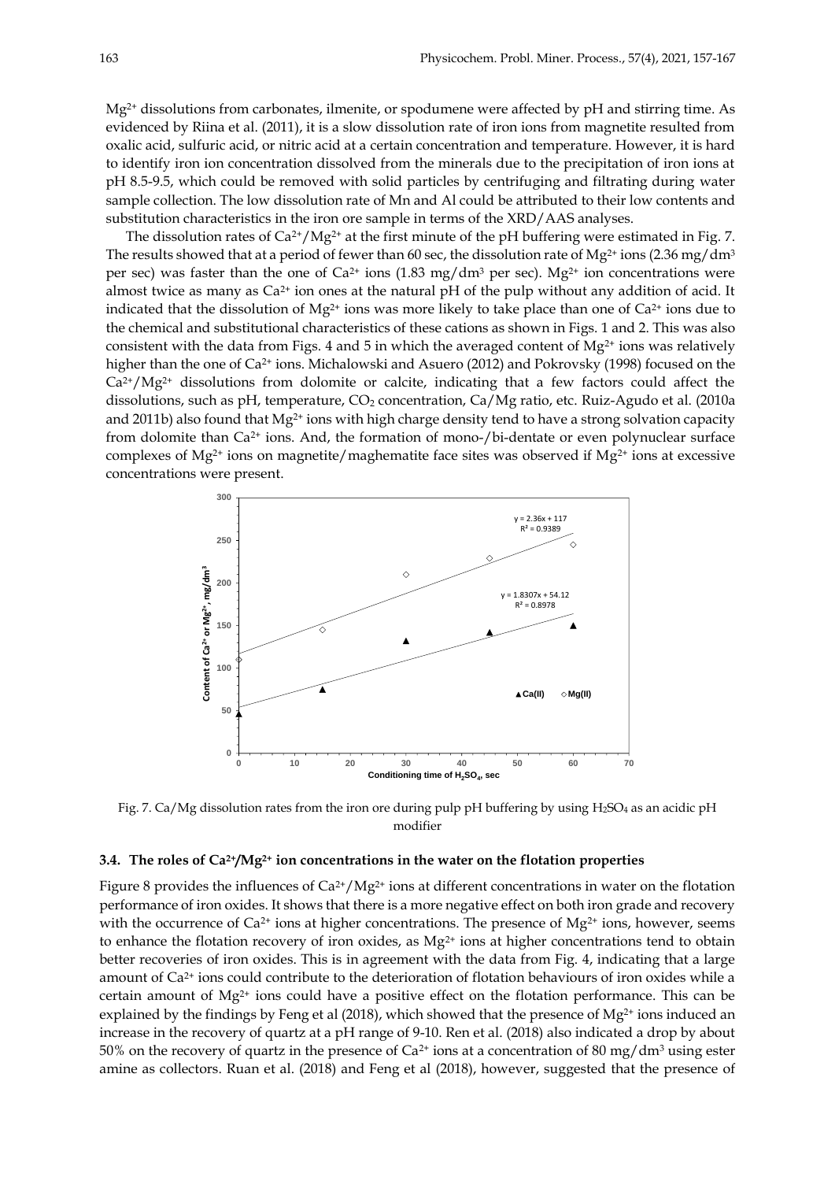$Mg^{2+}$ dissolutions from carbonates, ilmenite, or spodumene were affected by pH and stirring time. As evidenced by Riina et al. (2011), it is a slow dissolution rate of iron ions from magnetite resulted from oxalic acid, sulfuric acid, or nitric acid at a certain concentration and temperature. However, it is hard to identify iron ion concentration dissolved from the minerals due to the precipitation of iron ions at pH 8.5-9.5, which could be removed with solid particles by centrifuging and filtrating during water sample collection. The low dissolution rate of Mn and Al could be attributed to their low contents and substitution characteristics in the iron ore sample in terms of the XRD/AAS analyses.

The dissolution rates of $Ca^{2+}/Mg^{2+}$ at the first minute of the pH buffering were estimated in Fig. 7. The results showed that at a period of fewer than 60 sec, the dissolution rate of $Mg^{2+}$ ions (2.36 mg/dm$^3$ per sec) was faster than the one of $Ca^{2+}$ ions (1.83 mg/dm$^3$ per sec). $Mg^{2+}$ ion concentrations were almost twice as many as $Ca^{2+}$ ion ones at the natural pH of the pulp without any addition of acid. It indicated that the dissolution of $Mg^{2+}$ ions was more likely to take place than one of $Ca^{2+}$ ions due to the chemical and substitutional characteristics of these cations as shown in Figs. 1 and 2. This was also consistent with the data from Figs. 4 and 5 in which the averaged content of $Mg^{2+}$ ions was relatively higher than the one of $Ca^{2+}$ ions. Michalowski and Asuero (2012) and Pokrovsky (1998) focused on the $Ca^{2+}/Mg^{2+}$ dissolutions from dolomite or calcite, indicating that a few factors could affect the dissolutions, such as pH, temperature, $CO_2$ concentration, Ca/Mg ratio, etc. Ruiz-Agudo et al. (2010a and 2011b) also found that $Mg^{2+}$ ions with high charge density tend to have a strong solvation capacity from dolomite than $Ca^{2+}$ ions. And, the formation of mono-/bi-dentate or even polynuclear surface complexes of $Mg^{2+}$ ions on magnetite/maghematite face sites was observed if $Mg^{2+}$ ions at excessive concentrations were present.

Fig. 7. Ca/Mg dissolution rates from the iron ore during pulp pH buffering by using $H_2SO_4$ as an acidic pH modifier

### 3.4. The roles of $Ca^{2+}/Mg^{2+}$ ion concentrations in the water on the flotation properties

Figure 8 provides the influences of $Ca^{2+}/Mg^{2+}$ ions at different concentrations in water on the flotation performance of iron oxides. It shows that there is a more negative effect on both iron grade and recovery with the occurrence of $Ca^{2+}$ ions at higher concentrations. The presence of $Mg^{2+}$ ions, however, seems to enhance the flotation recovery of iron oxides, as $Mg^{2+}$ ions at higher concentrations tend to obtain better recoveries of iron oxides. This is in agreement with the data from Fig. 4, indicating that a large amount of $Ca^{2+}$ ions could contribute to the deterioration of flotation behaviours of iron oxides while a certain amount of $Mg^{2+}$ ions could have a positive effect on the flotation performance. This can be explained by the findings by Feng et al (2018), which showed that the presence of $Mg^{2+}$ ions induced an increase in the recovery of quartz at a pH range of 9-10. Ren et al. (2018) also indicated a drop by about 50% on the recovery of quartz in the presence of $Ca^{2+}$ ions at a concentration of 80 mg/dm$^3$ using ester amine as collectors. Ruan et al. (2018) and Feng et al (2018), however, suggested that the presence of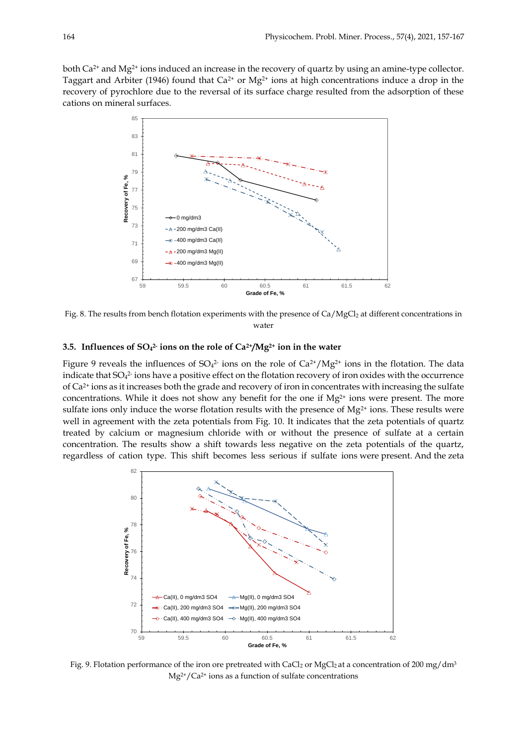both $Ca^{2+}$ and $Mg^{2+}$ ions induced an increase in the recovery of quartz by using an amine-type collector. Taggart and Arbiter (1946) found that $Ca^{2+}$ or $Mg^{2+}$ ions at high concentrations induce a drop in the recovery of pyrochlore due to the reversal of its surface charge resulted from the adsorption of these cations on mineral surfaces.

Fig. 8. The results from bench flotation experiments with the presence of Ca/MgCl$_2$ at different concentrations in water

### 3.5. Influences of $SO_4^{2-}$ ions on the role of $Ca^{2+}/Mg^{2+}$ ion in the water

Figure 9 reveals the influences of $SO_4^{2-}$ ions on the role of $Ca^{2+}/Mg^{2+}$ ions in the flotation. The data indicate that $SO_4^{2-}$ ions have a positive effect on the flotation recovery of iron oxides with the occurrence of $Ca^{2+}$ ions as it increases both the grade and recovery of iron in concentrates with increasing the sulfate concentrations. While it does not show any benefit for the one if $Mg^{2+}$ ions were present. The more sulfate ions only induce the worse flotation results with the presence of $Mg^{2+}$ ions. These results were well in agreement with the zeta potentials from Fig. 10. It indicates that the zeta potentials of quartz treated by calcium or magnesium chloride with or without the presence of sulfate at a certain concentration. The results show a shift towards less negative on the zeta potentials of the quartz, regardless of cation type. This shift becomes less serious if sulfate ions were present. And the zeta

Fig. 9. Flotation performance of the iron ore pretreated with CaCl$_2$ or MgCl$_2$ at a concentration of 200 mg/dm$^3$ $Mg^{2+}/Ca^{2+}$ ions as a function of sulfate concentrations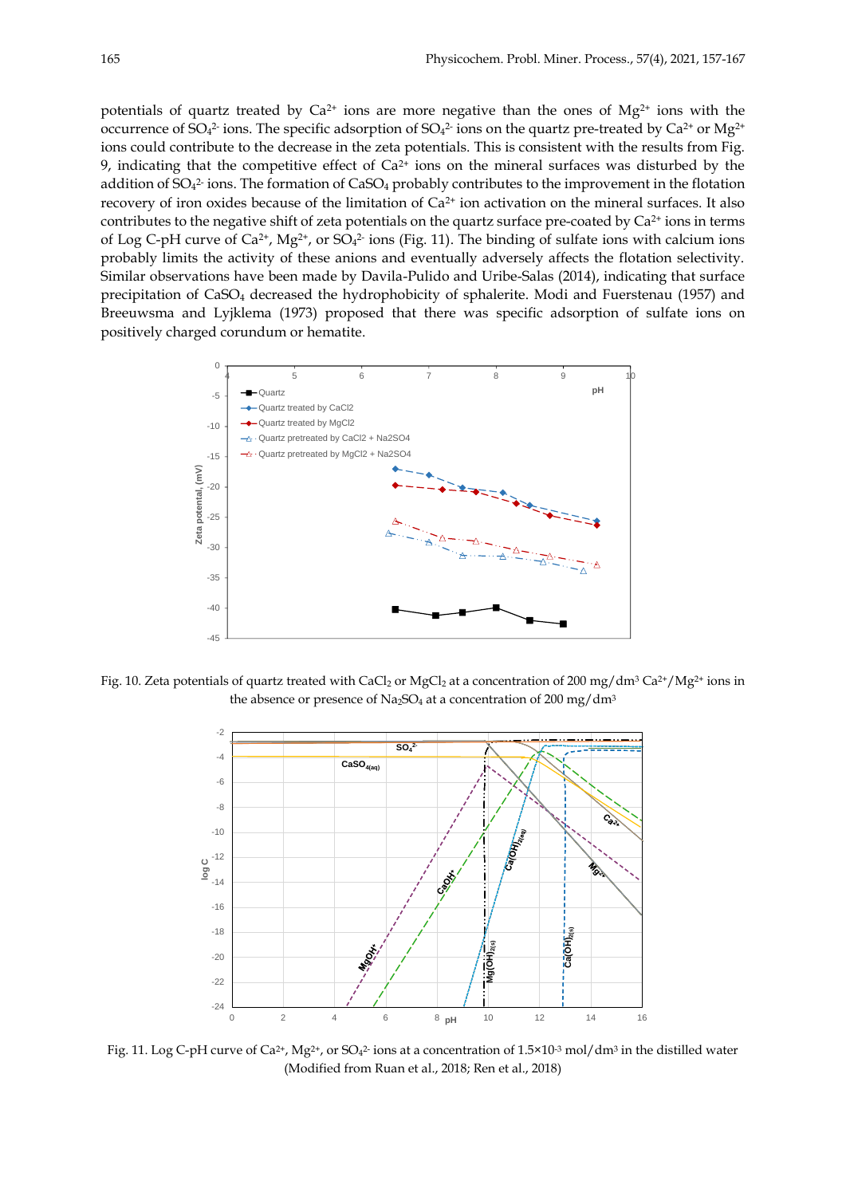potentials of quartz treated by $Ca^{2+}$ ions are more negative than the ones of $Mg^{2+}$ ions with the occurrence of $SO_4^{2-}$ ions. The specific adsorption of $SO_4^{2-}$ ions on the quartz pre-treated by $Ca^{2+}$ or $Mg^{2+}$ ions could contribute to the decrease in the zeta potentials. This is consistent with the results from Fig. 9, indicating that the competitive effect of $Ca^{2+}$ ions on the mineral surfaces was disturbed by the addition of $SO_4^{2-}$ ions. The formation of $CaSO_4$ probably contributes to the improvement in the flotation recovery of iron oxides because of the limitation of $Ca^{2+}$ ion activation on the mineral surfaces. It also contributes to the negative shift of zeta potentials on the quartz surface pre-coated by $Ca^{2+}$ ions in terms of Log C-pH curve of $Ca^{2+}$, $Mg^{2+}$, or $SO_4^{2-}$ ions (Fig. 11). The binding of sulfate ions with calcium ions probably limits the activity of these anions and eventually adversely affects the flotation selectivity. Similar observations have been made by Davila-Pulido and Uribe-Salas (2014), indicating that surface precipitation of $CaSO_4$ decreased the hydrophobicity of sphalerite. Modi and Fuerstenau (1957) and Breeuwsma and Lyjklema (1973) proposed that there was specific adsorption of sulfate ions on positively charged corundum or hematite.

Fig. 10. Zeta potentials of quartz treated with $CaCl_2$ or $MgCl_2$ at a concentration of 200 mg/dm³ $Ca^{2+}$/$Mg^{2+}$ ions in the absence or presence of $Na_2SO_4$ at a concentration of 200 mg/dm³

Fig. 11. Log C-pH curve of $Ca^{2+}$, $Mg^{2+}$, or $SO_4^{2-}$ ions at a concentration of $1.5\times10^{-3}$ mol/dm³ in the distilled water (Modified from Ruan et al., 2018; Ren et al., 2018)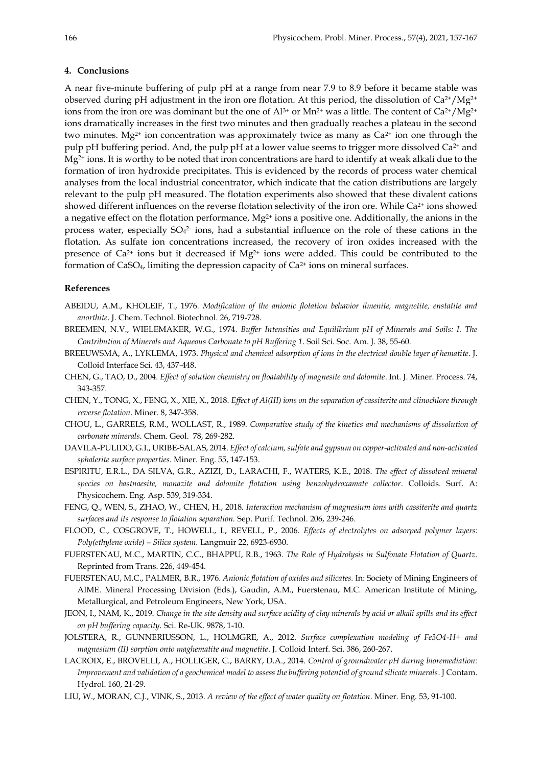## 4. Conclusions

A near five-minute buffering of pulp pH at a range from near 7.9 to 8.9 before it became stable was observed during pH adjustment in the iron ore flotation. At this period, the dissolution of $Ca^{2+}$/$Mg^{2+}$ ions from the iron ore was dominant but the one of $Al^{3+}$ or $Mn^{2+}$ was a little. The content of $Ca^{2+}$/$Mg^{2+}$ ions dramatically increases in the first two minutes and then gradually reaches a plateau in the second two minutes. $Mg^{2+}$ ion concentration was approximately twice as many as $Ca^{2+}$ ion one through the pulp pH buffering period. And, the pulp pH at a lower value seems to trigger more dissolved $Ca^{2+}$ and $Mg^{2+}$ ions. It is worthy to be noted that iron concentrations are hard to identify at weak alkali due to the formation of iron hydroxide precipitates. This is evidenced by the records of process water chemical analyses from the local industrial concentrator, which indicate that the cation distributions are largely relevant to the pulp pH measured. The flotation experiments also showed that these divalent cations showed different influences on the reverse flotation selectivity of the iron ore. While $Ca^{2+}$ ions showed a negative effect on the flotation performance, $Mg^{2+}$ ions a positive one. Additionally, the anions in the process water, especially $SO_4^{2-}$ ions, had a substantial influence on the role of these cations in the flotation. As sulfate ion concentrations increased, the recovery of iron oxides increased with the presence of $Ca^{2+}$ ions but it decreased if $Mg^{2+}$ ions were added. This could be contributed to the formation of $CaSO_4$, limiting the depression capacity of $Ca^{2+}$ ions on mineral surfaces.

## References

ABEIDU, A.M., KHOLEIF, T., 1976. *Modification of the anionic flotation behavior ilmenite, magnetite, enstatite and anorthite*. J. Chem. Technol. Biotechnol. 26, 719-728.

BREEMEN, N.V., WIELEMAKER, W.G., 1974. *Buffer Intensities and Equilibrium pH of Minerals and Soils: I. The Contribution of Minerals and Aqueous Carbonate to pH Buffering 1*. Soil Sci. Soc. Am. J. 38, 55-60.

BREEUWSMA, A., LYKLEMA, 1973. *Physical and chemical adsorption of ions in the electrical double layer of hematite*. J. Colloid Interface Sci. 43, 437-448.

CHEN, G., TAO, D., 2004. *Effect of solution chemistry on floatability of magnesite and dolomite*. Int. J. Miner. Process. 74, 343-357.

CHEN, Y., TONG, X., FENG, X., XIE, X., 2018. *Effect of Al(III) ions on the separation of cassiterite and clinochlore through reverse flotation*. Miner. 8, 347-358.

CHOU, L., GARRELS, R.M., WOLLAST, R., 1989. *Comparative study of the kinetics and mechanisms of dissolution of carbonate minerals*. Chem. Geol. 78, 269-282.

DAVILA-PULIDO, G.I., URIBE-SALAS, 2014. *Effect of calcium, sulfate and gypsum on copper-activated and non-activated sphalerite surface properties*. Miner. Eng. 55, 147-153.

ESPIRITU, E.R.L., DA SILVA, G.R., AZIZI, D., LARACHI, F., WATERS, K.E., 2018. *The effect of dissolved mineral species on bastnaesite, monazite and dolomite flotation using benzohydroxamate collector*. Colloids. Surf. A: Physicochem. Eng. Asp. 539, 319-334.

FENG, Q., WEN, S., ZHAO, W., CHEN, H., 2018. *Interaction mechanism of magnesium ions with cassiterite and quartz surfaces and its response to flotation separation*. Sep. Purif. Technol. 206, 239-246.

FLOOD, C., COSGROVE, T., HOWELL, I., REVELL, P., 2006. *Effects of electrolytes on adsorped polymer layers: Poly(ethylene oxide) – Silica system*. Langmuir 22, 6923-6930.

FUERSTENAU, M.C., MARTIN, C.C., BHAPPU, R.B., 1963. *The Role of Hydrolysis in Sulfonate Flotation of Quartz*. Reprinted from Trans. 226, 449-454.

FUERSTENAU, M.C., PALMER, B.R., 1976. *Anionic flotation of oxides and silicates*. In: Society of Mining Engineers of AIME. Mineral Processing Division (Eds.), Gaudin, A.M., Fuerstenau, M.C. American Institute of Mining, Metallurgical, and Petroleum Engineers, New York, USA.

JEON, I., NAM, K., 2019. *Change in the site density and surface acidity of clay minerals by acid or alkali spills and its effect on pH buffering capacity*. Sci. Re-UK. 9878, 1-10.

JOLSTERA, R., GUNNERIUSSON, L., HOLMGRE, A., 2012. *Surface complexation modeling of Fe3O4-H+ and magnesium (II) sorption onto maghematite and magnetite*. J. Colloid Interf. Sci. 386, 260-267.

LACROIX, E., BROVELLI, A., HOLLIGER, C., BARRY, D.A., 2014. *Control of groundwater pH during bioremediation: Improvement and validation of a geochemical model to assess the buffering potential of ground silicate minerals*. J Contam. Hydrol. 160, 21-29.

LIU, W., MORAN, C.J., VINK, S., 2013. *A review of the effect of water quality on flotation*. Miner. Eng. 53, 91-100.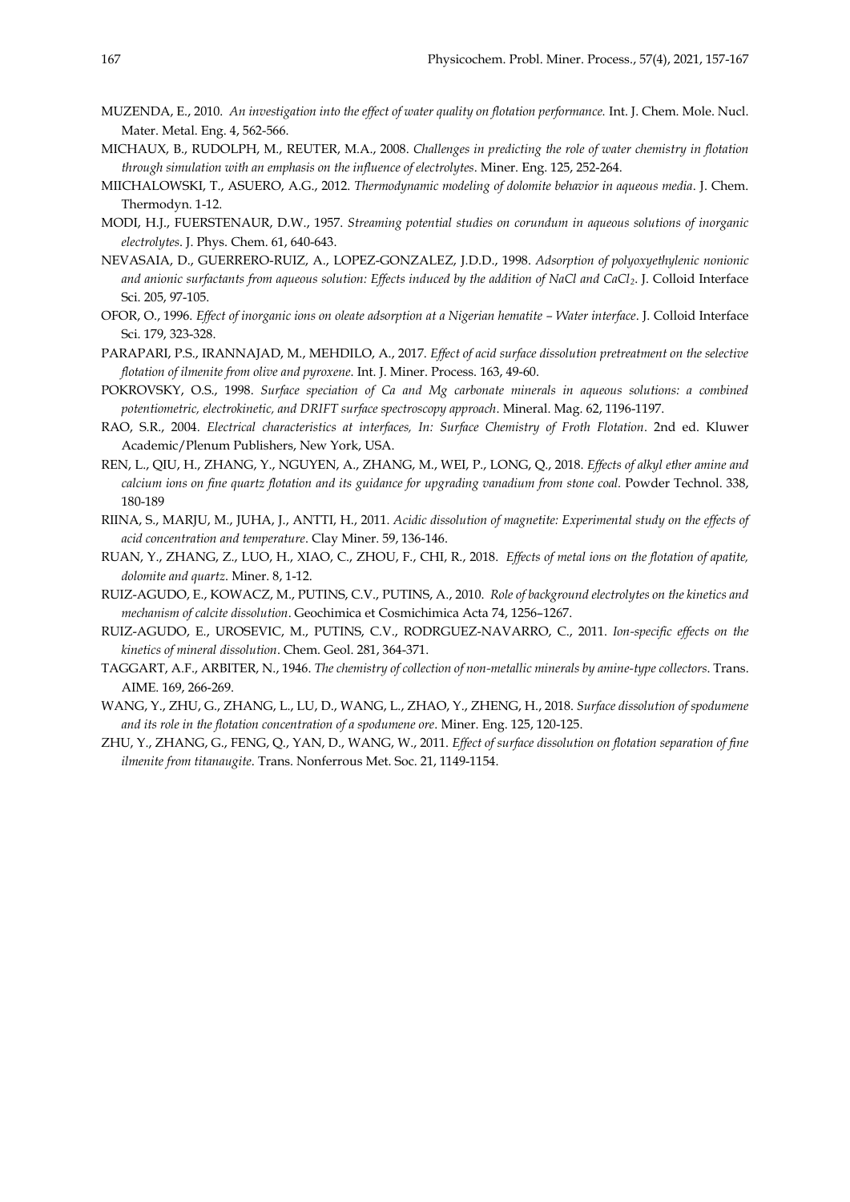MUZENDA, E., 2010. *An investigation into the effect of water quality on flotation performance.* Int. J. Chem. Mole. Nucl. Mater. Metal. Eng. 4, 562-566.

MICHAUX, B., RUDOLPH, M., REUTER, M.A., 2008. *Challenges in predicting the role of water chemistry in flotation through simulation with an emphasis on the influence of electrolytes*. Miner. Eng. 125, 252-264.

MIICHALOWSKI, T., ASUERO, A.G., 2012. *Thermodynamic modeling of dolomite behavior in aqueous media*. J. Chem. Thermodyn. 1-12.

MODI, H.J., FUERSTENAUR, D.W., 1957. *Streaming potential studies on corundum in aqueous solutions of inorganic electrolytes*. J. Phys. Chem. 61, 640-643.

NEVASAIA, D., GUERRERO-RUIZ, A., LOPEZ-GONZALEZ, J.D.D., 1998. *Adsorption of polyoxyethylenic nonionic and anionic surfactants from aqueous solution: Effects induced by the addition of NaCl and $CaCl_2$*. J. Colloid Interface Sci. 205, 97-105.

OFOR, O., 1996. *Effect of inorganic ions on oleate adsorption at a Nigerian hematite – Water interface*. J. Colloid Interface Sci. 179, 323-328.

PARAPARI, P.S., IRANNAJAD, M., MEHDILO, A., 2017. *Effect of acid surface dissolution pretreatment on the selective flotation of ilmenite from olive and pyroxene*. Int. J. Miner. Process. 163, 49-60.

POKROVSKY, O.S., 1998. *Surface speciation of Ca and Mg carbonate minerals in aqueous solutions: a combined potentiometric, electrokinetic, and DRIFT surface spectroscopy approach*. Mineral. Mag. 62, 1196-1197.

RAO, S.R., 2004. *Electrical characteristics at interfaces, In: Surface Chemistry of Froth Flotation*. 2nd ed. Kluwer Academic/Plenum Publishers, New York, USA.

REN, L., QIU, H., ZHANG, Y., NGUYEN, A., ZHANG, M., WEI, P., LONG, Q., 2018. *Effects of alkyl ether amine and calcium ions on fine quartz flotation and its guidance for upgrading vanadium from stone coal*. Powder Technol. 338, 180-189

RIINA, S., MARJU, M., JUHA, J., ANTTI, H., 2011. *Acidic dissolution of magnetite: Experimental study on the effects of acid concentration and temperature*. Clay Miner. 59, 136-146.

RUAN, Y., ZHANG, Z., LUO, H., XIAO, C., ZHOU, F., CHI, R., 2018. *Effects of metal ions on the flotation of apatite, dolomite and quartz*. Miner. 8, 1-12.

RUIZ-AGUDO, E., KOWACZ, M., PUTINS, C.V., PUTINS, A., 2010. *Role of background electrolytes on the kinetics and mechanism of calcite dissolution*. Geochimica et Cosmichimica Acta 74, 1256–1267.

RUIZ-AGUDO, E., UROSEVIC, M., PUTINS, C.V., RODRGUEZ-NAVARRO, C., 2011. *Ion-specific effects on the kinetics of mineral dissolution*. Chem. Geol. 281, 364-371.

TAGGART, A.F., ARBITER, N., 1946. *The chemistry of collection of non-metallic minerals by amine-type collectors*. Trans. AIME. 169, 266-269.

WANG, Y., ZHU, G., ZHANG, L., LU, D., WANG, L., ZHAO, Y., ZHENG, H., 2018. *Surface dissolution of spodumene and its role in the flotation concentration of a spodumene ore*. Miner. Eng. 125, 120-125.

ZHU, Y., ZHANG, G., FENG, Q., YAN, D., WANG, W., 2011. *Effect of surface dissolution on flotation separation of fine ilmenite from titanaugite*. Trans. Nonferrous Met. Soc. 21, 1149-1154.